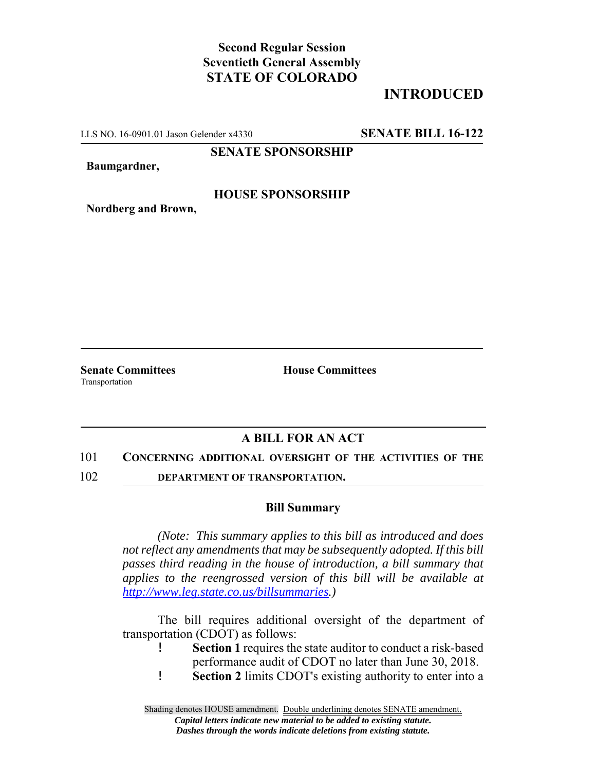**Second Regular Session**
**Seventieth General Assembly**
**STATE OF COLORADO**

# INTRODUCED

LLS NO. 16-0901.01 Jason Gelender x4330 **SENATE BILL 16-122**

**SENATE SPONSORSHIP**

**Baumgardner,**

**HOUSE SPONSORSHIP**

**Nordberg and Brown,**

**Senate Committees**
Transportation

**House Committees**

## A BILL FOR AN ACT

101 **CONCERNING ADDITIONAL OVERSIGHT OF THE ACTIVITIES OF THE**
102 **DEPARTMENT OF TRANSPORTATION.**

### Bill Summary

*(Note: This summary applies to this bill as introduced and does not reflect any amendments that may be subsequently adopted. If this bill passes third reading in the house of introduction, a bill summary that applies to the reengrossed version of this bill will be available at http://www.leg.state.co.us/billsummaries.)*

The bill requires additional oversight of the department of transportation (CDOT) as follows:

- **Section 1** requires the state auditor to conduct a risk-based performance audit of CDOT no later than June 30, 2018.
- **Section 2** limits CDOT's existing authority to enter into a

Shading denotes HOUSE amendment. Double underlining denotes SENATE amendment.
*Capital letters indicate new material to be added to existing statute.*
*Dashes through the words indicate deletions from existing statute.*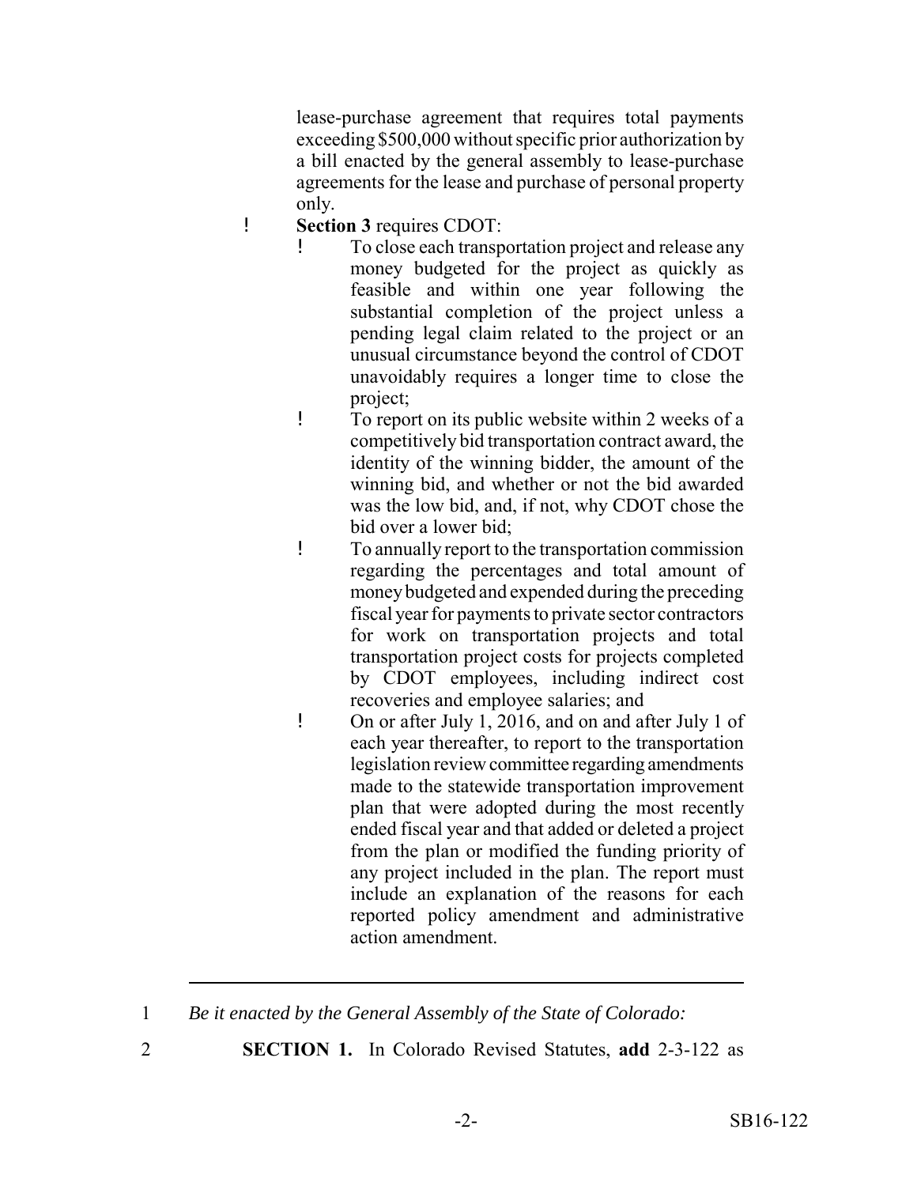lease-purchase agreement that requires total payments exceeding $500,000 without specific prior authorization by a bill enacted by the general assembly to lease-purchase agreements for the lease and purchase of personal property only.

- **Section 3** requires CDOT:
  - To close each transportation project and release any money budgeted for the project as quickly as feasible and within one year following the substantial completion of the project unless a pending legal claim related to the project or an unusual circumstance beyond the control of CDOT unavoidably requires a longer time to close the project;
  - To report on its public website within 2 weeks of a competitively bid transportation contract award, the identity of the winning bidder, the amount of the winning bid, and whether or not the bid awarded was the low bid, and, if not, why CDOT chose the bid over a lower bid;
  - To annually report to the transportation commission regarding the percentages and total amount of money budgeted and expended during the preceding fiscal year for payments to private sector contractors for work on transportation projects and total transportation project costs for projects completed by CDOT employees, including indirect cost recoveries and employee salaries; and
  - On or after July 1, 2016, and on and after July 1 of each year thereafter, to report to the transportation legislation review committee regarding amendments made to the statewide transportation improvement plan that were adopted during the most recently ended fiscal year and that added or deleted a project from the plan or modified the funding priority of any project included in the plan. The report must include an explanation of the reasons for each reported policy amendment and administrative action amendment.

---

1 *Be it enacted by the General Assembly of the State of Colorado:*

2 **SECTION 1.** In Colorado Revised Statutes, **add** 2-3-122 as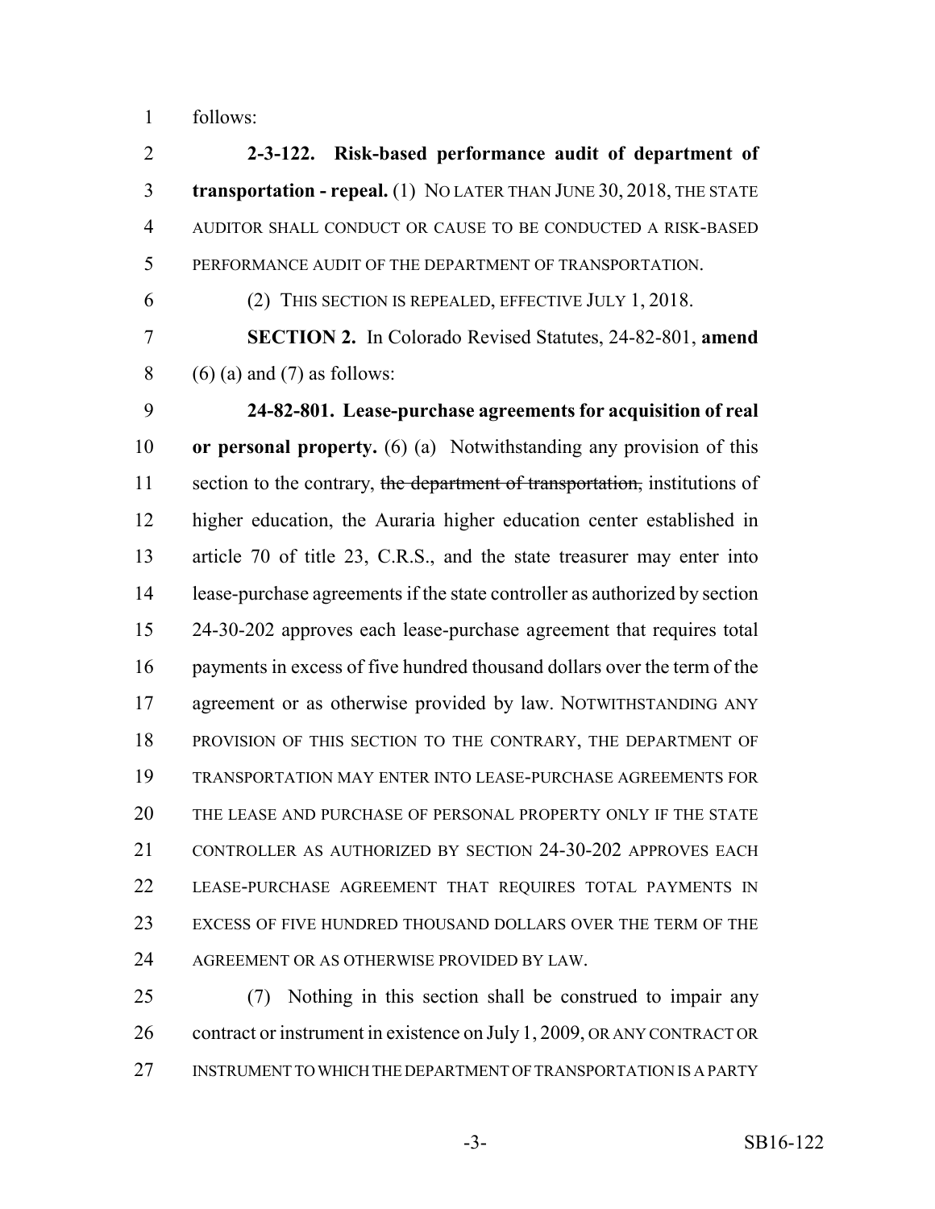follows:

**2-3-122. Risk-based performance audit of department of transportation - repeal.** (1) NO LATER THAN JUNE 30, 2018, THE STATE AUDITOR SHALL CONDUCT OR CAUSE TO BE CONDUCTED A RISK-BASED PERFORMANCE AUDIT OF THE DEPARTMENT OF TRANSPORTATION.

(2) THIS SECTION IS REPEALED, EFFECTIVE JULY 1, 2018.

**SECTION 2.** In Colorado Revised Statutes, 24-82-801, **amend** (6) (a) and (7) as follows:

**24-82-801. Lease-purchase agreements for acquisition of real or personal property.** (6) (a) Notwithstanding any provision of this section to the contrary, ~~the department of transportation,~~ institutions of higher education, the Auraria higher education center established in article 70 of title 23, C.R.S., and the state treasurer may enter into lease-purchase agreements if the state controller as authorized by section 24-30-202 approves each lease-purchase agreement that requires total payments in excess of five hundred thousand dollars over the term of the agreement or as otherwise provided by law. NOTWITHSTANDING ANY PROVISION OF THIS SECTION TO THE CONTRARY, THE DEPARTMENT OF TRANSPORTATION MAY ENTER INTO LEASE-PURCHASE AGREEMENTS FOR THE LEASE AND PURCHASE OF PERSONAL PROPERTY ONLY IF THE STATE CONTROLLER AS AUTHORIZED BY SECTION 24-30-202 APPROVES EACH LEASE-PURCHASE AGREEMENT THAT REQUIRES TOTAL PAYMENTS IN EXCESS OF FIVE HUNDRED THOUSAND DOLLARS OVER THE TERM OF THE AGREEMENT OR AS OTHERWISE PROVIDED BY LAW.

(7) Nothing in this section shall be construed to impair any contract or instrument in existence on July 1, 2009, OR ANY CONTRACT OR INSTRUMENT TO WHICH THE DEPARTMENT OF TRANSPORTATION IS A PARTY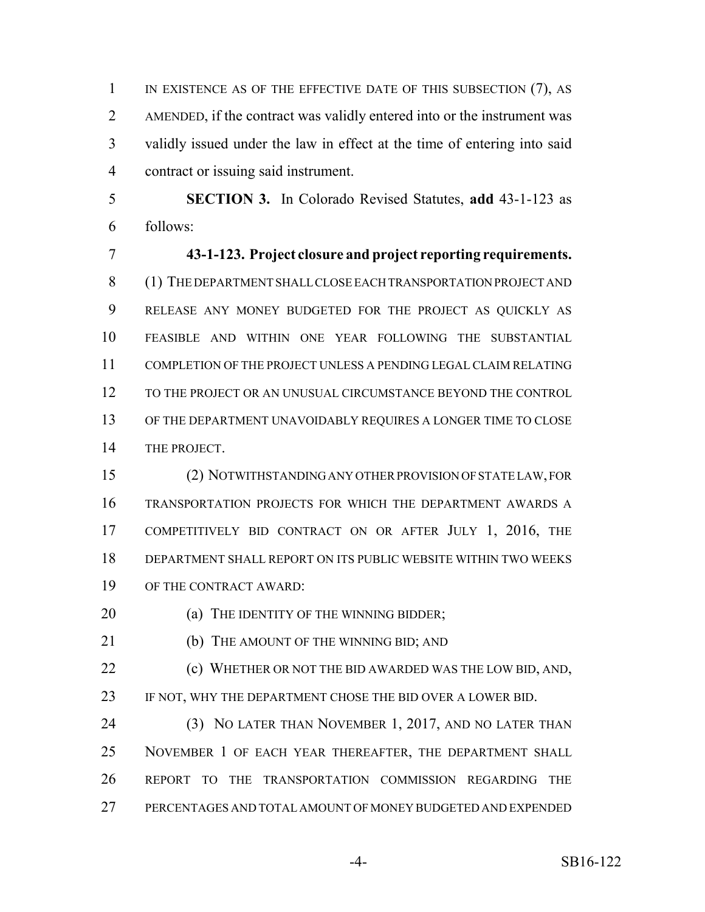IN EXISTENCE AS OF THE EFFECTIVE DATE OF THIS SUBSECTION (7), AS AMENDED, if the contract was validly entered into or the instrument was validly issued under the law in effect at the time of entering into said contract or issuing said instrument.

**SECTION 3.** In Colorado Revised Statutes, **add** 43-1-123 as follows:

**43-1-123. Project closure and project reporting requirements.** (1) THE DEPARTMENT SHALL CLOSE EACH TRANSPORTATION PROJECT AND RELEASE ANY MONEY BUDGETED FOR THE PROJECT AS QUICKLY AS FEASIBLE AND WITHIN ONE YEAR FOLLOWING THE SUBSTANTIAL COMPLETION OF THE PROJECT UNLESS A PENDING LEGAL CLAIM RELATING TO THE PROJECT OR AN UNUSUAL CIRCUMSTANCE BEYOND THE CONTROL OF THE DEPARTMENT UNAVOIDABLY REQUIRES A LONGER TIME TO CLOSE THE PROJECT.

(2) NOTWITHSTANDING ANY OTHER PROVISION OF STATE LAW, FOR TRANSPORTATION PROJECTS FOR WHICH THE DEPARTMENT AWARDS A COMPETITIVELY BID CONTRACT ON OR AFTER JULY 1, 2016, THE DEPARTMENT SHALL REPORT ON ITS PUBLIC WEBSITE WITHIN TWO WEEKS OF THE CONTRACT AWARD:

(a) THE IDENTITY OF THE WINNING BIDDER;

(b) THE AMOUNT OF THE WINNING BID; AND

(c) WHETHER OR NOT THE BID AWARDED WAS THE LOW BID, AND, IF NOT, WHY THE DEPARTMENT CHOSE THE BID OVER A LOWER BID.

(3) NO LATER THAN NOVEMBER 1, 2017, AND NO LATER THAN NOVEMBER 1 OF EACH YEAR THEREAFTER, THE DEPARTMENT SHALL REPORT TO THE TRANSPORTATION COMMISSION REGARDING THE PERCENTAGES AND TOTAL AMOUNT OF MONEY BUDGETED AND EXPENDED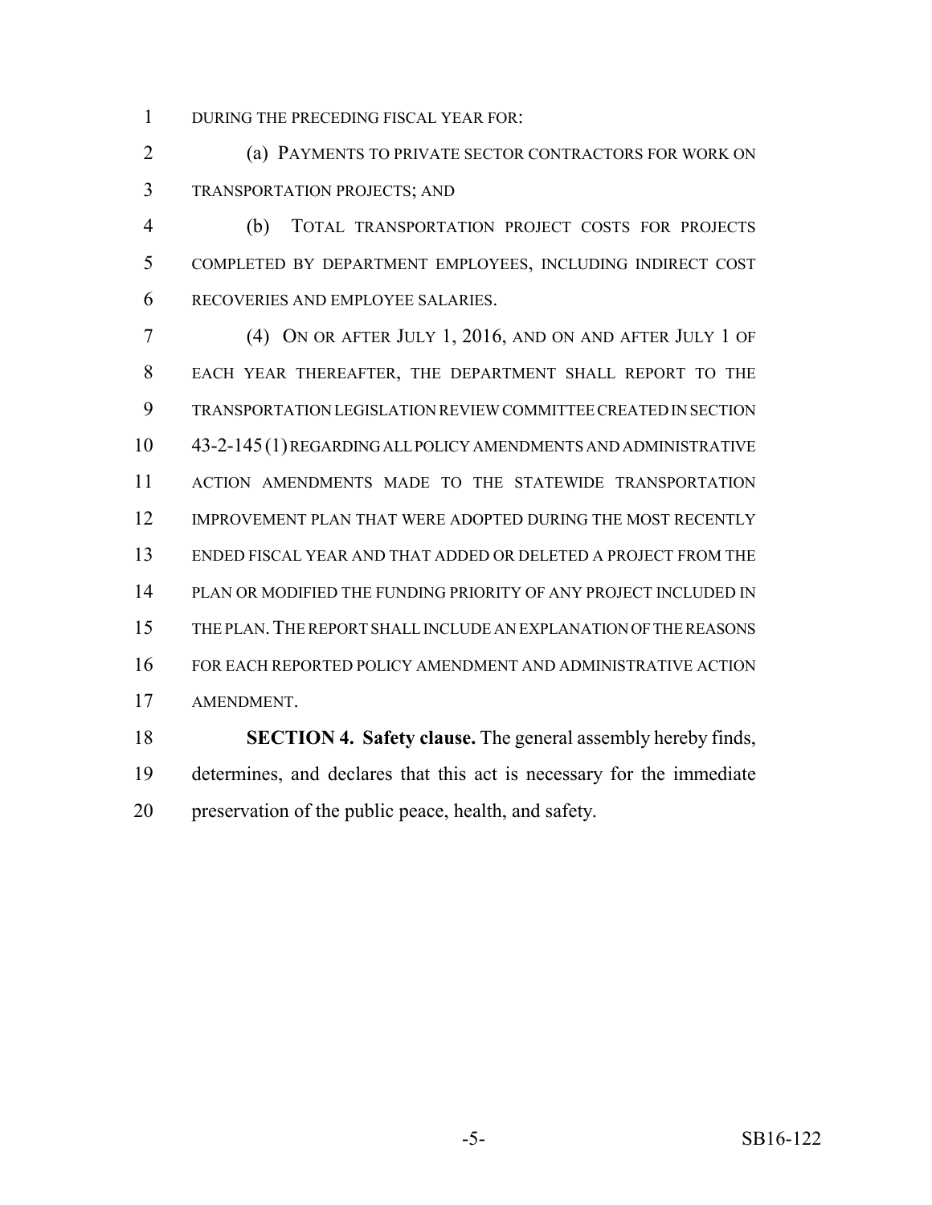DURING THE PRECEDING FISCAL YEAR FOR:

(a) PAYMENTS TO PRIVATE SECTOR CONTRACTORS FOR WORK ON TRANSPORTATION PROJECTS; AND

(b) TOTAL TRANSPORTATION PROJECT COSTS FOR PROJECTS COMPLETED BY DEPARTMENT EMPLOYEES, INCLUDING INDIRECT COST RECOVERIES AND EMPLOYEE SALARIES.

(4) ON OR AFTER JULY 1, 2016, AND ON AND AFTER JULY 1 OF EACH YEAR THEREAFTER, THE DEPARTMENT SHALL REPORT TO THE TRANSPORTATION LEGISLATION REVIEW COMMITTEE CREATED IN SECTION 43-2-145 (1) REGARDING ALL POLICY AMENDMENTS AND ADMINISTRATIVE ACTION AMENDMENTS MADE TO THE STATEWIDE TRANSPORTATION IMPROVEMENT PLAN THAT WERE ADOPTED DURING THE MOST RECENTLY ENDED FISCAL YEAR AND THAT ADDED OR DELETED A PROJECT FROM THE PLAN OR MODIFIED THE FUNDING PRIORITY OF ANY PROJECT INCLUDED IN THE PLAN. THE REPORT SHALL INCLUDE AN EXPLANATION OF THE REASONS FOR EACH REPORTED POLICY AMENDMENT AND ADMINISTRATIVE ACTION AMENDMENT.

**SECTION 4. Safety clause.** The general assembly hereby finds, determines, and declares that this act is necessary for the immediate preservation of the public peace, health, and safety.